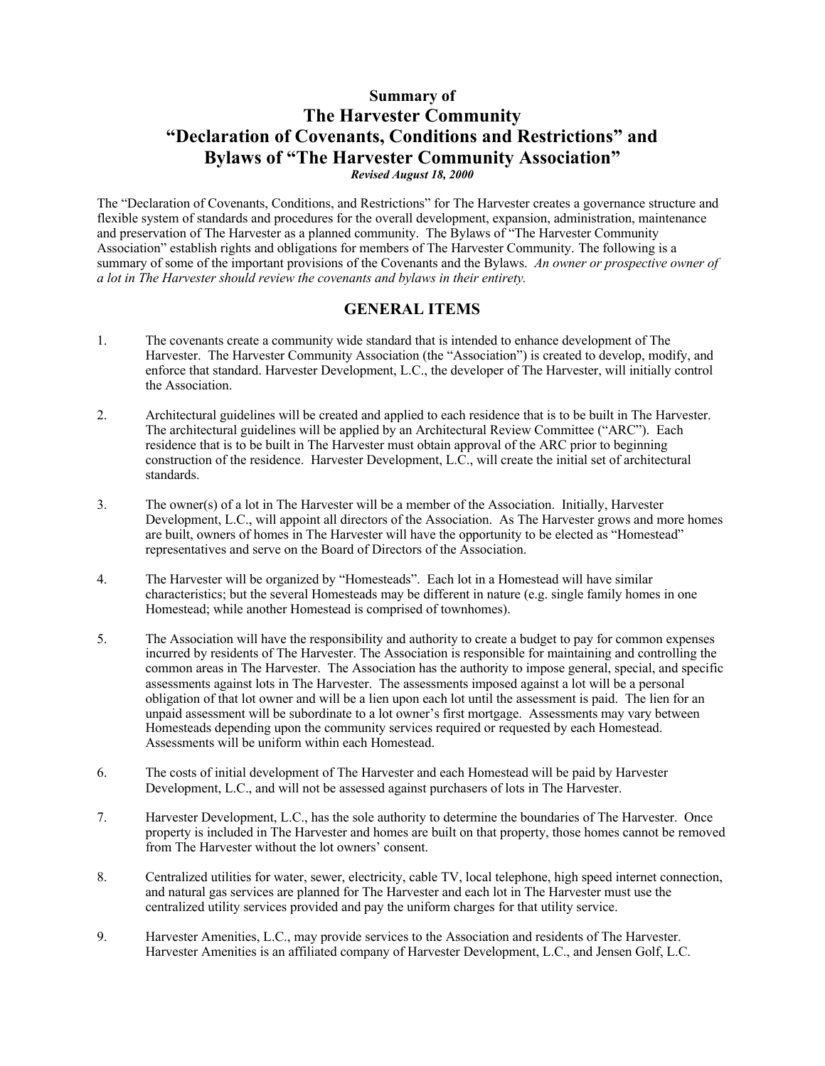# Summary of
# The Harvester Community
# "Declaration of Covenants, Conditions and Restrictions" and
# Bylaws of "The Harvester Community Association"

***Revised August 18, 2000***

The "Declaration of Covenants, Conditions, and Restrictions" for The Harvester creates a governance structure and flexible system of standards and procedures for the overall development, expansion, administration, maintenance and preservation of The Harvester as a planned community. The Bylaws of "The Harvester Community Association" establish rights and obligations for members of The Harvester Community. The following is a summary of some of the important provisions of the Covenants and the Bylaws. *An owner or prospective owner of a lot in The Harvester should review the covenants and bylaws in their entirety.*

## GENERAL ITEMS

1. The covenants create a community wide standard that is intended to enhance development of The Harvester. The Harvester Community Association (the "Association") is created to develop, modify, and enforce that standard. Harvester Development, L.C., the developer of The Harvester, will initially control the Association.

2. Architectural guidelines will be created and applied to each residence that is to be built in The Harvester. The architectural guidelines will be applied by an Architectural Review Committee ("ARC"). Each residence that is to be built in The Harvester must obtain approval of the ARC prior to beginning construction of the residence. Harvester Development, L.C., will create the initial set of architectural standards.

3. The owner(s) of a lot in The Harvester will be a member of the Association. Initially, Harvester Development, L.C., will appoint all directors of the Association. As The Harvester grows and more homes are built, owners of homes in The Harvester will have the opportunity to be elected as "Homestead" representatives and serve on the Board of Directors of the Association.

4. The Harvester will be organized by "Homesteads". Each lot in a Homestead will have similar characteristics; but the several Homesteads may be different in nature (e.g. single family homes in one Homestead; while another Homestead is comprised of townhomes).

5. The Association will have the responsibility and authority to create a budget to pay for common expenses incurred by residents of The Harvester. The Association is responsible for maintaining and controlling the common areas in The Harvester. The Association has the authority to impose general, special, and specific assessments against lots in The Harvester. The assessments imposed against a lot will be a personal obligation of that lot owner and will be a lien upon each lot until the assessment is paid. The lien for an unpaid assessment will be subordinate to a lot owner's first mortgage. Assessments may vary between Homesteads depending upon the community services required or requested by each Homestead. Assessments will be uniform within each Homestead.

6. The costs of initial development of The Harvester and each Homestead will be paid by Harvester Development, L.C., and will not be assessed against purchasers of lots in The Harvester.

7. Harvester Development, L.C., has the sole authority to determine the boundaries of The Harvester. Once property is included in The Harvester and homes are built on that property, those homes cannot be removed from The Harvester without the lot owners' consent.

8. Centralized utilities for water, sewer, electricity, cable TV, local telephone, high speed internet connection, and natural gas services are planned for The Harvester and each lot in The Harvester must use the centralized utility services provided and pay the uniform charges for that utility service.

9. Harvester Amenities, L.C., may provide services to the Association and residents of The Harvester. Harvester Amenities is an affiliated company of Harvester Development, L.C., and Jensen Golf, L.C.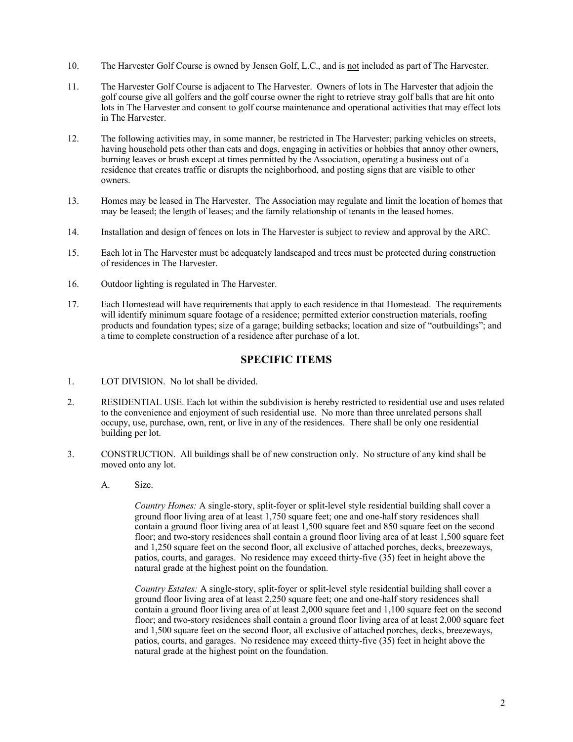10. The Harvester Golf Course is owned by Jensen Golf, L.C., and is <u>not</u> included as part of The Harvester.

11. The Harvester Golf Course is adjacent to The Harvester. Owners of lots in The Harvester that adjoin the golf course give all golfers and the golf course owner the right to retrieve stray golf balls that are hit onto lots in The Harvester and consent to golf course maintenance and operational activities that may effect lots in The Harvester.

12. The following activities may, in some manner, be restricted in The Harvester; parking vehicles on streets, having household pets other than cats and dogs, engaging in activities or hobbies that annoy other owners, burning leaves or brush except at times permitted by the Association, operating a business out of a residence that creates traffic or disrupts the neighborhood, and posting signs that are visible to other owners.

13. Homes may be leased in The Harvester. The Association may regulate and limit the location of homes that may be leased; the length of leases; and the family relationship of tenants in the leased homes.

14. Installation and design of fences on lots in The Harvester is subject to review and approval by the ARC.

15. Each lot in The Harvester must be adequately landscaped and trees must be protected during construction of residences in The Harvester.

16. Outdoor lighting is regulated in The Harvester.

17. Each Homestead will have requirements that apply to each residence in that Homestead. The requirements will identify minimum square footage of a residence; permitted exterior construction materials, roofing products and foundation types; size of a garage; building setbacks; location and size of "outbuildings"; and a time to complete construction of a residence after purchase of a lot.

## SPECIFIC ITEMS

1. LOT DIVISION. No lot shall be divided.

2. RESIDENTIAL USE. Each lot within the subdivision is hereby restricted to residential use and uses related to the convenience and enjoyment of such residential use. No more than three unrelated persons shall occupy, use, purchase, own, rent, or live in any of the residences. There shall be only one residential building per lot.

3. CONSTRUCTION. All buildings shall be of new construction only. No structure of any kind shall be moved onto any lot.

   A. Size.

   *Country Homes:* A single-story, split-foyer or split-level style residential building shall cover a ground floor living area of at least 1,750 square feet; one and one-half story residences shall contain a ground floor living area of at least 1,500 square feet and 850 square feet on the second floor; and two-story residences shall contain a ground floor living area of at least 1,500 square feet and 1,250 square feet on the second floor, all exclusive of attached porches, decks, breezeways, patios, courts, and garages. No residence may exceed thirty-five (35) feet in height above the natural grade at the highest point on the foundation.

   *Country Estates:* A single-story, split-foyer or split-level style residential building shall cover a ground floor living area of at least 2,250 square feet; one and one-half story residences shall contain a ground floor living area of at least 2,000 square feet and 1,100 square feet on the second floor; and two-story residences shall contain a ground floor living area of at least 2,000 square feet and 1,500 square feet on the second floor, all exclusive of attached porches, decks, breezeways, patios, courts, and garages. No residence may exceed thirty-five (35) feet in height above the natural grade at the highest point on the foundation.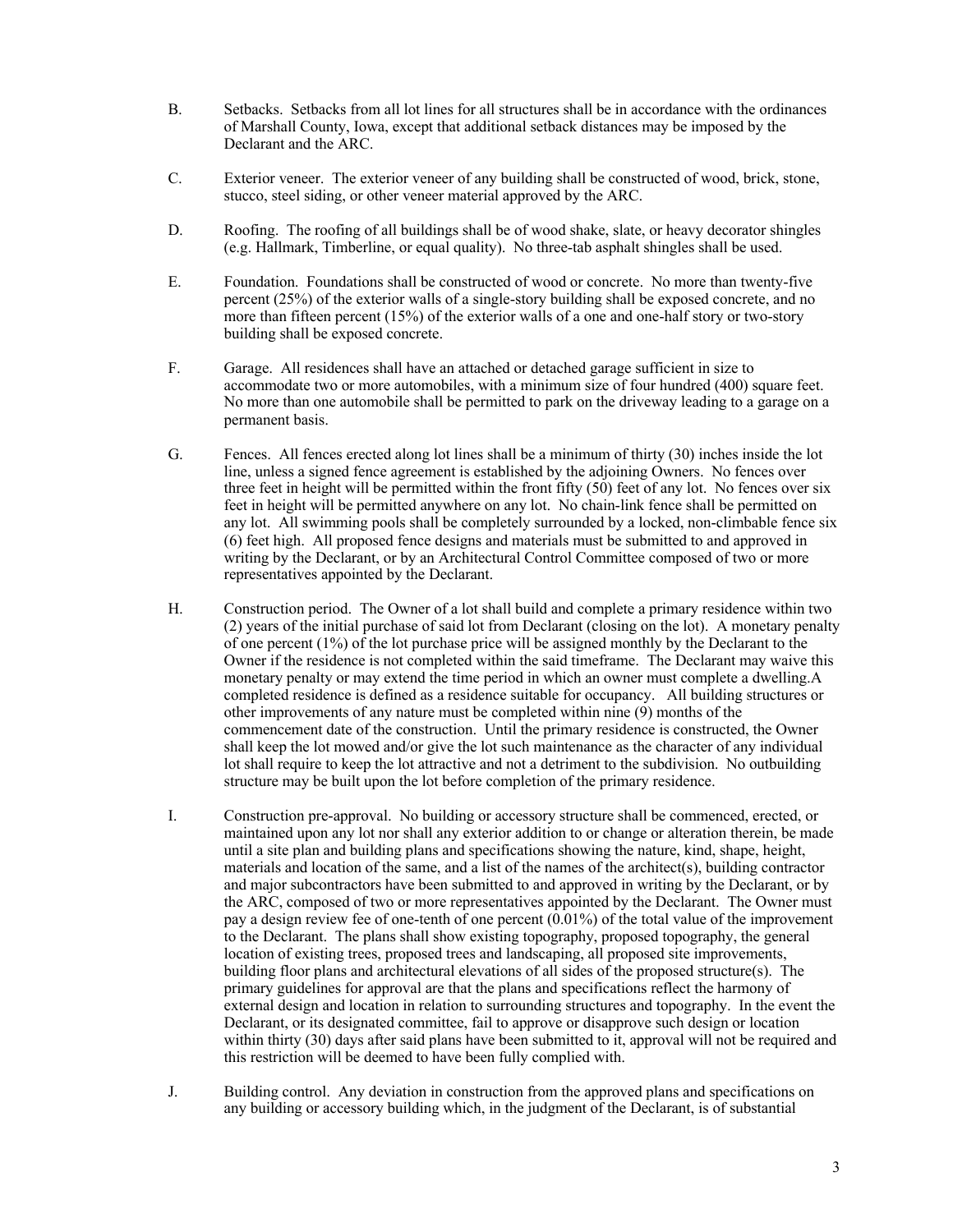B. Setbacks. Setbacks from all lot lines for all structures shall be in accordance with the ordinances of Marshall County, Iowa, except that additional setback distances may be imposed by the Declarant and the ARC.

C. Exterior veneer. The exterior veneer of any building shall be constructed of wood, brick, stone, stucco, steel siding, or other veneer material approved by the ARC.

D. Roofing. The roofing of all buildings shall be of wood shake, slate, or heavy decorator shingles (e.g. Hallmark, Timberline, or equal quality). No three-tab asphalt shingles shall be used.

E. Foundation. Foundations shall be constructed of wood or concrete. No more than twenty-five percent (25%) of the exterior walls of a single-story building shall be exposed concrete, and no more than fifteen percent (15%) of the exterior walls of a one and one-half story or two-story building shall be exposed concrete.

F. Garage. All residences shall have an attached or detached garage sufficient in size to accommodate two or more automobiles, with a minimum size of four hundred (400) square feet. No more than one automobile shall be permitted to park on the driveway leading to a garage on a permanent basis.

G. Fences. All fences erected along lot lines shall be a minimum of thirty (30) inches inside the lot line, unless a signed fence agreement is established by the adjoining Owners. No fences over three feet in height will be permitted within the front fifty (50) feet of any lot. No fences over six feet in height will be permitted anywhere on any lot. No chain-link fence shall be permitted on any lot. All swimming pools shall be completely surrounded by a locked, non-climbable fence six (6) feet high. All proposed fence designs and materials must be submitted to and approved in writing by the Declarant, or by an Architectural Control Committee composed of two or more representatives appointed by the Declarant.

H. Construction period. The Owner of a lot shall build and complete a primary residence within two (2) years of the initial purchase of said lot from Declarant (closing on the lot). A monetary penalty of one percent (1%) of the lot purchase price will be assigned monthly by the Declarant to the Owner if the residence is not completed within the said timeframe. The Declarant may waive this monetary penalty or may extend the time period in which an owner must complete a dwelling.A completed residence is defined as a residence suitable for occupancy. All building structures or other improvements of any nature must be completed within nine (9) months of the commencement date of the construction. Until the primary residence is constructed, the Owner shall keep the lot mowed and/or give the lot such maintenance as the character of any individual lot shall require to keep the lot attractive and not a detriment to the subdivision. No outbuilding structure may be built upon the lot before completion of the primary residence.

I. Construction pre-approval. No building or accessory structure shall be commenced, erected, or maintained upon any lot nor shall any exterior addition to or change or alteration therein, be made until a site plan and building plans and specifications showing the nature, kind, shape, height, materials and location of the same, and a list of the names of the architect(s), building contractor and major subcontractors have been submitted to and approved in writing by the Declarant, or by the ARC, composed of two or more representatives appointed by the Declarant. The Owner must pay a design review fee of one-tenth of one percent (0.01%) of the total value of the improvement to the Declarant. The plans shall show existing topography, proposed topography, the general location of existing trees, proposed trees and landscaping, all proposed site improvements, building floor plans and architectural elevations of all sides of the proposed structure(s). The primary guidelines for approval are that the plans and specifications reflect the harmony of external design and location in relation to surrounding structures and topography. In the event the Declarant, or its designated committee, fail to approve or disapprove such design or location within thirty (30) days after said plans have been submitted to it, approval will not be required and this restriction will be deemed to have been fully complied with.

J. Building control. Any deviation in construction from the approved plans and specifications on any building or accessory building which, in the judgment of the Declarant, is of substantial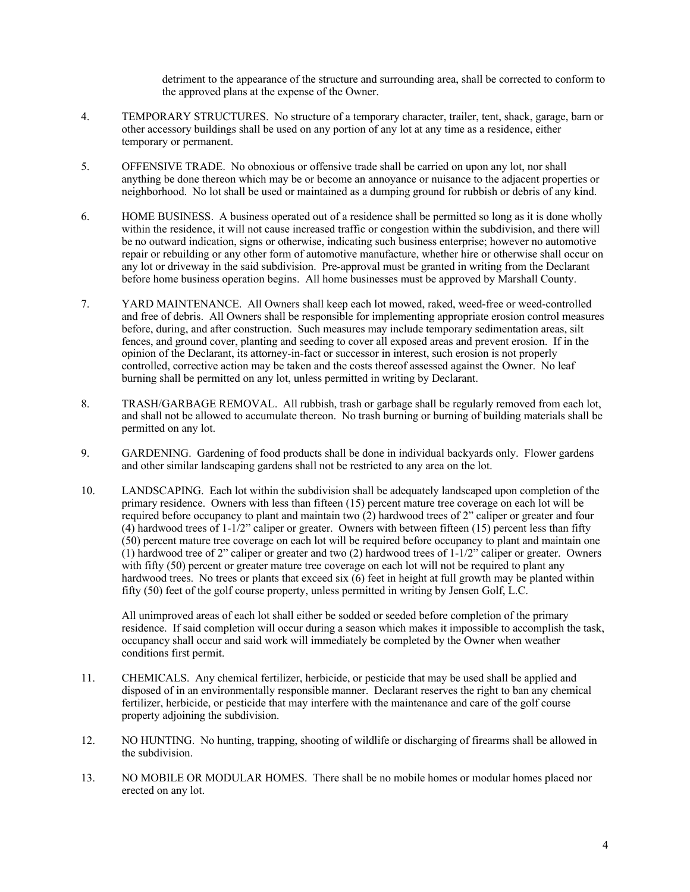detriment to the appearance of the structure and surrounding area, shall be corrected to conform to the approved plans at the expense of the Owner.

4. TEMPORARY STRUCTURES. No structure of a temporary character, trailer, tent, shack, garage, barn or other accessory buildings shall be used on any portion of any lot at any time as a residence, either temporary or permanent.

5. OFFENSIVE TRADE. No obnoxious or offensive trade shall be carried on upon any lot, nor shall anything be done thereon which may be or become an annoyance or nuisance to the adjacent properties or neighborhood. No lot shall be used or maintained as a dumping ground for rubbish or debris of any kind.

6. HOME BUSINESS. A business operated out of a residence shall be permitted so long as it is done wholly within the residence, it will not cause increased traffic or congestion within the subdivision, and there will be no outward indication, signs or otherwise, indicating such business enterprise; however no automotive repair or rebuilding or any other form of automotive manufacture, whether hire or otherwise shall occur on any lot or driveway in the said subdivision. Pre-approval must be granted in writing from the Declarant before home business operation begins. All home businesses must be approved by Marshall County.

7. YARD MAINTENANCE. All Owners shall keep each lot mowed, raked, weed-free or weed-controlled and free of debris. All Owners shall be responsible for implementing appropriate erosion control measures before, during, and after construction. Such measures may include temporary sedimentation areas, silt fences, and ground cover, planting and seeding to cover all exposed areas and prevent erosion. If in the opinion of the Declarant, its attorney-in-fact or successor in interest, such erosion is not properly controlled, corrective action may be taken and the costs thereof assessed against the Owner. No leaf burning shall be permitted on any lot, unless permitted in writing by Declarant.

8. TRASH/GARBAGE REMOVAL. All rubbish, trash or garbage shall be regularly removed from each lot, and shall not be allowed to accumulate thereon. No trash burning or burning of building materials shall be permitted on any lot.

9. GARDENING. Gardening of food products shall be done in individual backyards only. Flower gardens and other similar landscaping gardens shall not be restricted to any area on the lot.

10. LANDSCAPING. Each lot within the subdivision shall be adequately landscaped upon completion of the primary residence. Owners with less than fifteen (15) percent mature tree coverage on each lot will be required before occupancy to plant and maintain two (2) hardwood trees of 2" caliper or greater and four (4) hardwood trees of 1-1/2" caliper or greater. Owners with between fifteen (15) percent less than fifty (50) percent mature tree coverage on each lot will be required before occupancy to plant and maintain one (1) hardwood tree of 2" caliper or greater and two (2) hardwood trees of 1-1/2" caliper or greater. Owners with fifty (50) percent or greater mature tree coverage on each lot will not be required to plant any hardwood trees. No trees or plants that exceed six (6) feet in height at full growth may be planted within fifty (50) feet of the golf course property, unless permitted in writing by Jensen Golf, L.C.

    All unimproved areas of each lot shall either be sodded or seeded before completion of the primary residence. If said completion will occur during a season which makes it impossible to accomplish the task, occupancy shall occur and said work will immediately be completed by the Owner when weather conditions first permit.

11. CHEMICALS. Any chemical fertilizer, herbicide, or pesticide that may be used shall be applied and disposed of in an environmentally responsible manner. Declarant reserves the right to ban any chemical fertilizer, herbicide, or pesticide that may interfere with the maintenance and care of the golf course property adjoining the subdivision.

12. NO HUNTING. No hunting, trapping, shooting of wildlife or discharging of firearms shall be allowed in the subdivision.

13. NO MOBILE OR MODULAR HOMES. There shall be no mobile homes or modular homes placed nor erected on any lot.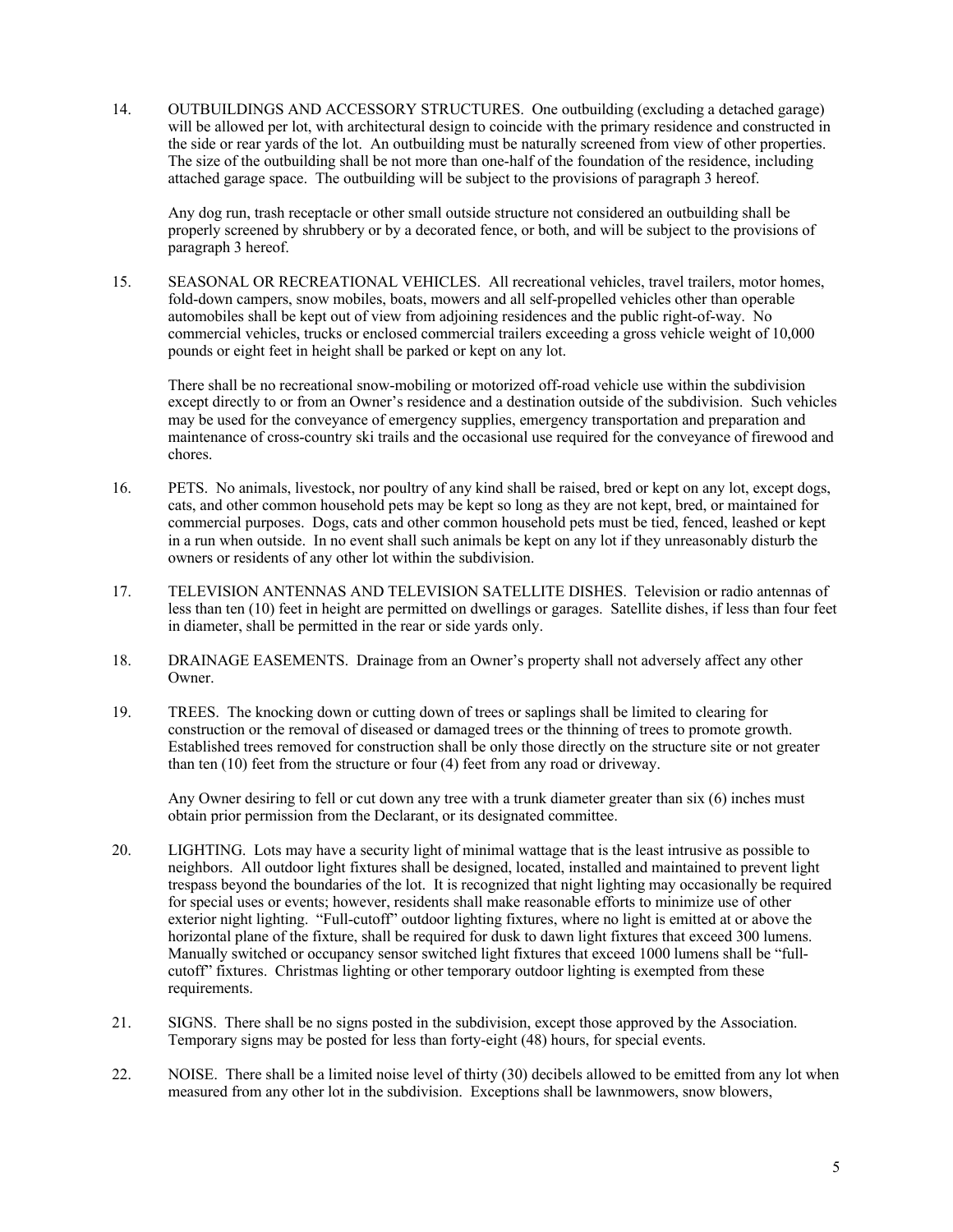14. OUTBUILDINGS AND ACCESSORY STRUCTURES. One outbuilding (excluding a detached garage) will be allowed per lot, with architectural design to coincide with the primary residence and constructed in the side or rear yards of the lot. An outbuilding must be naturally screened from view of other properties. The size of the outbuilding shall be not more than one-half of the foundation of the residence, including attached garage space. The outbuilding will be subject to the provisions of paragraph 3 hereof.

    Any dog run, trash receptacle or other small outside structure not considered an outbuilding shall be properly screened by shrubbery or by a decorated fence, or both, and will be subject to the provisions of paragraph 3 hereof.

15. SEASONAL OR RECREATIONAL VEHICLES. All recreational vehicles, travel trailers, motor homes, fold-down campers, snow mobiles, boats, mowers and all self-propelled vehicles other than operable automobiles shall be kept out of view from adjoining residences and the public right-of-way. No commercial vehicles, trucks or enclosed commercial trailers exceeding a gross vehicle weight of 10,000 pounds or eight feet in height shall be parked or kept on any lot.

    There shall be no recreational snow-mobiling or motorized off-road vehicle use within the subdivision except directly to or from an Owner's residence and a destination outside of the subdivision. Such vehicles may be used for the conveyance of emergency supplies, emergency transportation and preparation and maintenance of cross-country ski trails and the occasional use required for the conveyance of firewood and chores.

16. PETS. No animals, livestock, nor poultry of any kind shall be raised, bred or kept on any lot, except dogs, cats, and other common household pets may be kept so long as they are not kept, bred, or maintained for commercial purposes. Dogs, cats and other common household pets must be tied, fenced, leashed or kept in a run when outside. In no event shall such animals be kept on any lot if they unreasonably disturb the owners or residents of any other lot within the subdivision.

17. TELEVISION ANTENNAS AND TELEVISION SATELLITE DISHES. Television or radio antennas of less than ten (10) feet in height are permitted on dwellings or garages. Satellite dishes, if less than four feet in diameter, shall be permitted in the rear or side yards only.

18. DRAINAGE EASEMENTS. Drainage from an Owner's property shall not adversely affect any other Owner.

19. TREES. The knocking down or cutting down of trees or saplings shall be limited to clearing for construction or the removal of diseased or damaged trees or the thinning of trees to promote growth. Established trees removed for construction shall be only those directly on the structure site or not greater than ten (10) feet from the structure or four (4) feet from any road or driveway.

    Any Owner desiring to fell or cut down any tree with a trunk diameter greater than six (6) inches must obtain prior permission from the Declarant, or its designated committee.

20. LIGHTING. Lots may have a security light of minimal wattage that is the least intrusive as possible to neighbors. All outdoor light fixtures shall be designed, located, installed and maintained to prevent light trespass beyond the boundaries of the lot. It is recognized that night lighting may occasionally be required for special uses or events; however, residents shall make reasonable efforts to minimize use of other exterior night lighting. "Full-cutoff" outdoor lighting fixtures, where no light is emitted at or above the horizontal plane of the fixture, shall be required for dusk to dawn light fixtures that exceed 300 lumens. Manually switched or occupancy sensor switched light fixtures that exceed 1000 lumens shall be "full-cutoff" fixtures. Christmas lighting or other temporary outdoor lighting is exempted from these requirements.

21. SIGNS. There shall be no signs posted in the subdivision, except those approved by the Association. Temporary signs may be posted for less than forty-eight (48) hours, for special events.

22. NOISE. There shall be a limited noise level of thirty (30) decibels allowed to be emitted from any lot when measured from any other lot in the subdivision. Exceptions shall be lawnmowers, snow blowers,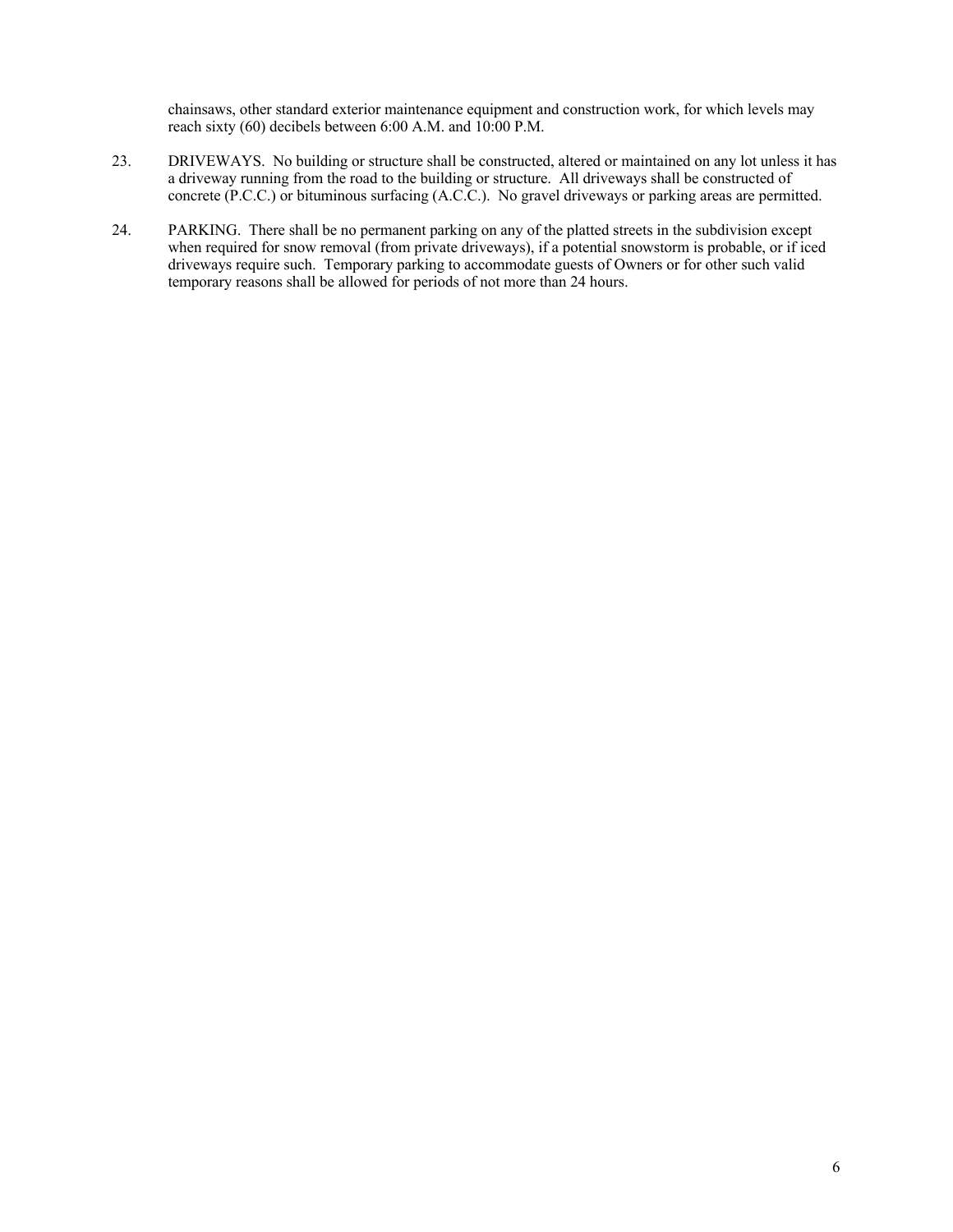chainsaws, other standard exterior maintenance equipment and construction work, for which levels may reach sixty (60) decibels between 6:00 A.M. and 10:00 P.M.

23. DRIVEWAYS. No building or structure shall be constructed, altered or maintained on any lot unless it has a driveway running from the road to the building or structure. All driveways shall be constructed of concrete (P.C.C.) or bituminous surfacing (A.C.C.). No gravel driveways or parking areas are permitted.

24. PARKING. There shall be no permanent parking on any of the platted streets in the subdivision except when required for snow removal (from private driveways), if a potential snowstorm is probable, or if iced driveways require such. Temporary parking to accommodate guests of Owners or for other such valid temporary reasons shall be allowed for periods of not more than 24 hours.